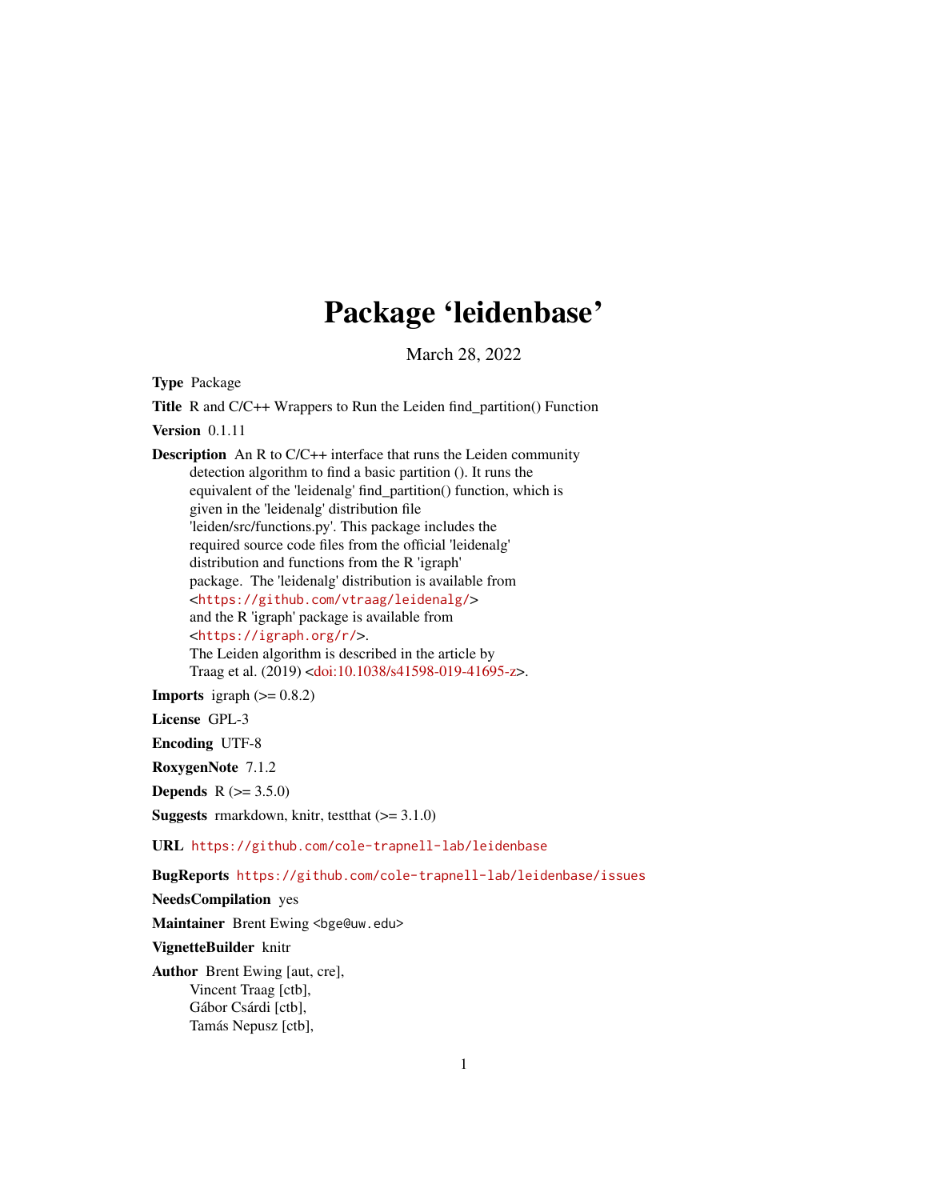# Package 'leidenbase'

March 28, 2022

**Type** Package

**Title** R and C/C++ Wrappers to Run the Leiden find_partition() Function

**Version** 0.1.11

**Description** An R to C/C++ interface that runs the Leiden community detection algorithm to find a basic partition (). It runs the equivalent of the 'leidenalg' find_partition() function, which is given in the 'leidenalg' distribution file 'leiden/src/functions.py'. This package includes the required source code files from the official 'leidenalg' distribution and functions from the R 'igraph' package. The 'leidenalg' distribution is available from <https://github.com/vtraag/leidenalg/> and the R 'igraph' package is available from <https://igraph.org/r/>. The Leiden algorithm is described in the article by Traag et al. (2019) <doi:10.1038/s41598-019-41695-z>.

**Imports** igraph (>= 0.8.2)

**License** GPL-3

**Encoding** UTF-8

**RoxygenNote** 7.1.2

**Depends** R (>= 3.5.0)

**Suggests** rmarkdown, knitr, testthat (>= 3.1.0)

**URL** https://github.com/cole-trapnell-lab/leidenbase

**BugReports** https://github.com/cole-trapnell-lab/leidenbase/issues

**NeedsCompilation** yes

**Maintainer** Brent Ewing <bge@uw.edu>

**VignetteBuilder** knitr

**Author** Brent Ewing [aut, cre],
Vincent Traag [ctb],
Gábor Csárdi [ctb],
Tamás Nepusz [ctb],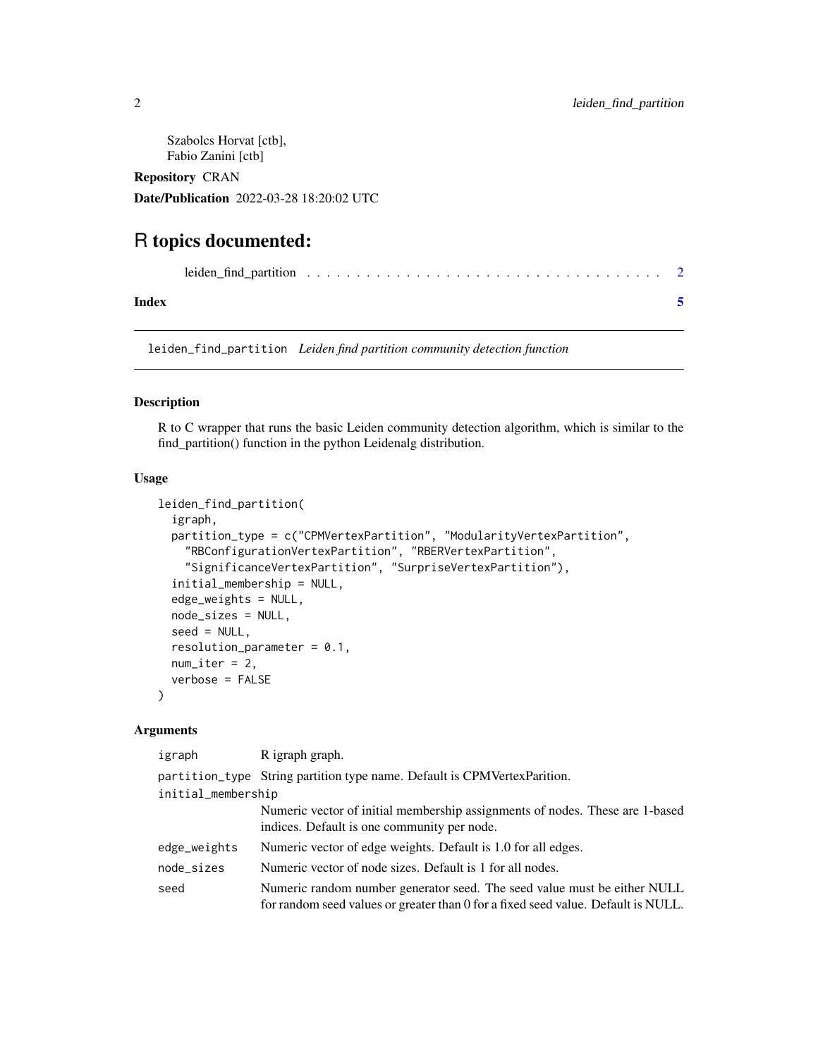Szabolcs Horvat [ctb],
Fabio Zanini [ctb]

**Repository** CRAN

**Date/Publication** 2022-03-28 18:20:02 UTC

# R topics documented:

leiden_find_partition . . . . . . . . . . . . . . . . . . . . . . . . . . . . . . . . . . . . . . 2

**Index** **5**

---

## leiden_find_partition *Leiden find partition community detection function*

---

### Description

R to C wrapper that runs the basic Leiden community detection algorithm, which is similar to the find_partition() function in the python Leidenalg distribution.

### Usage

```
leiden_find_partition(
  igraph,
  partition_type = c("CPMVertexPartition", "ModularityVertexPartition",
    "RBConfigurationVertexPartition", "RBERVertexPartition",
    "SignificanceVertexPartition", "SurpriseVertexPartition"),
  initial_membership = NULL,
  edge_weights = NULL,
  node_sizes = NULL,
  seed = NULL,
  resolution_parameter = 0.1,
  num_iter = 2,
  verbose = FALSE
)
```

### Arguments

| | |
|---|---|
| `igraph` | R igraph graph. |
| `partition_type` | String partition type name. Default is CPMVertexParition. |
| `initial_membership` | Numeric vector of initial membership assignments of nodes. These are 1-based indices. Default is one community per node. |
| `edge_weights` | Numeric vector of edge weights. Default is 1.0 for all edges. |
| `node_sizes` | Numeric vector of node sizes. Default is 1 for all nodes. |
| `seed` | Numeric random number generator seed. The seed value must be either NULL for random seed values or greater than 0 for a fixed seed value. Default is NULL. |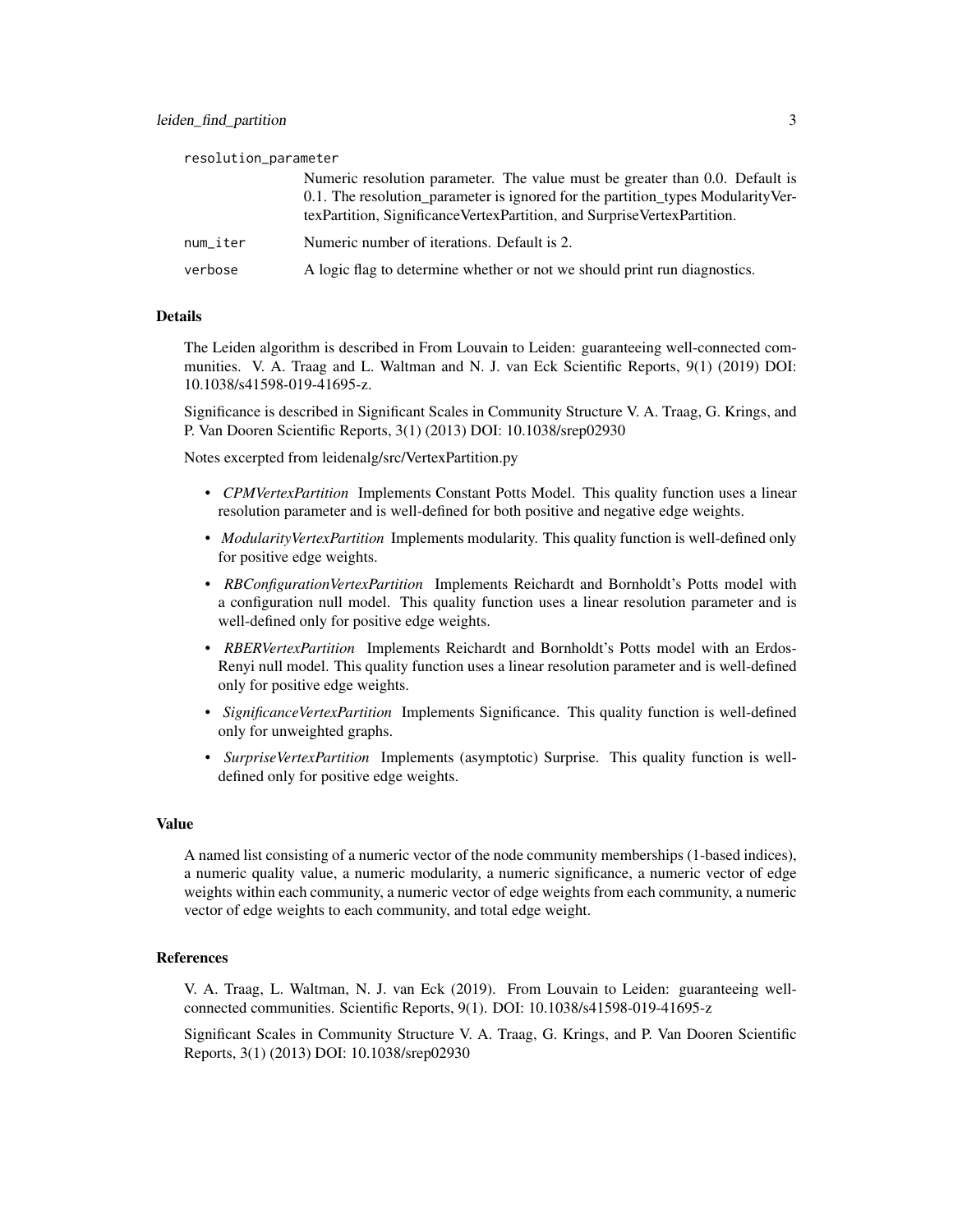resolution_parameter
: Numeric resolution parameter. The value must be greater than 0.0. Default is 0.1. The resolution_parameter is ignored for the partition_types ModularityVertexPartition, SignificanceVertexPartition, and SurpriseVertexPartition.

num_iter
: Numeric number of iterations. Default is 2.

verbose
: A logic flag to determine whether or not we should print run diagnostics.

## Details

The Leiden algorithm is described in From Louvain to Leiden: guaranteeing well-connected communities. V. A. Traag and L. Waltman and N. J. van Eck Scientific Reports, 9(1) (2019) DOI: 10.1038/s41598-019-41695-z.

Significance is described in Significant Scales in Community Structure V. A. Traag, G. Krings, and P. Van Dooren Scientific Reports, 3(1) (2013) DOI: 10.1038/srep02930

Notes excerpted from leidenalg/src/VertexPartition.py

- *CPMVertexPartition* Implements Constant Potts Model. This quality function uses a linear resolution parameter and is well-defined for both positive and negative edge weights.
- *ModularityVertexPartition* Implements modularity. This quality function is well-defined only for positive edge weights.
- *RBConfigurationVertexPartition* Implements Reichardt and Bornholdt's Potts model with a configuration null model. This quality function uses a linear resolution parameter and is well-defined only for positive edge weights.
- *RBERVertexPartition* Implements Reichardt and Bornholdt's Potts model with an Erdos-Renyi null model. This quality function uses a linear resolution parameter and is well-defined only for positive edge weights.
- *SignificanceVertexPartition* Implements Significance. This quality function is well-defined only for unweighted graphs.
- *SurpriseVertexPartition* Implements (asymptotic) Surprise. This quality function is well-defined only for positive edge weights.

## Value

A named list consisting of a numeric vector of the node community memberships (1-based indices), a numeric quality value, a numeric modularity, a numeric significance, a numeric vector of edge weights within each community, a numeric vector of edge weights from each community, a numeric vector of edge weights to each community, and total edge weight.

## References

V. A. Traag, L. Waltman, N. J. van Eck (2019). From Louvain to Leiden: guaranteeing well-connected communities. Scientific Reports, 9(1). DOI: 10.1038/s41598-019-41695-z

Significant Scales in Community Structure V. A. Traag, G. Krings, and P. Van Dooren Scientific Reports, 3(1) (2013) DOI: 10.1038/srep02930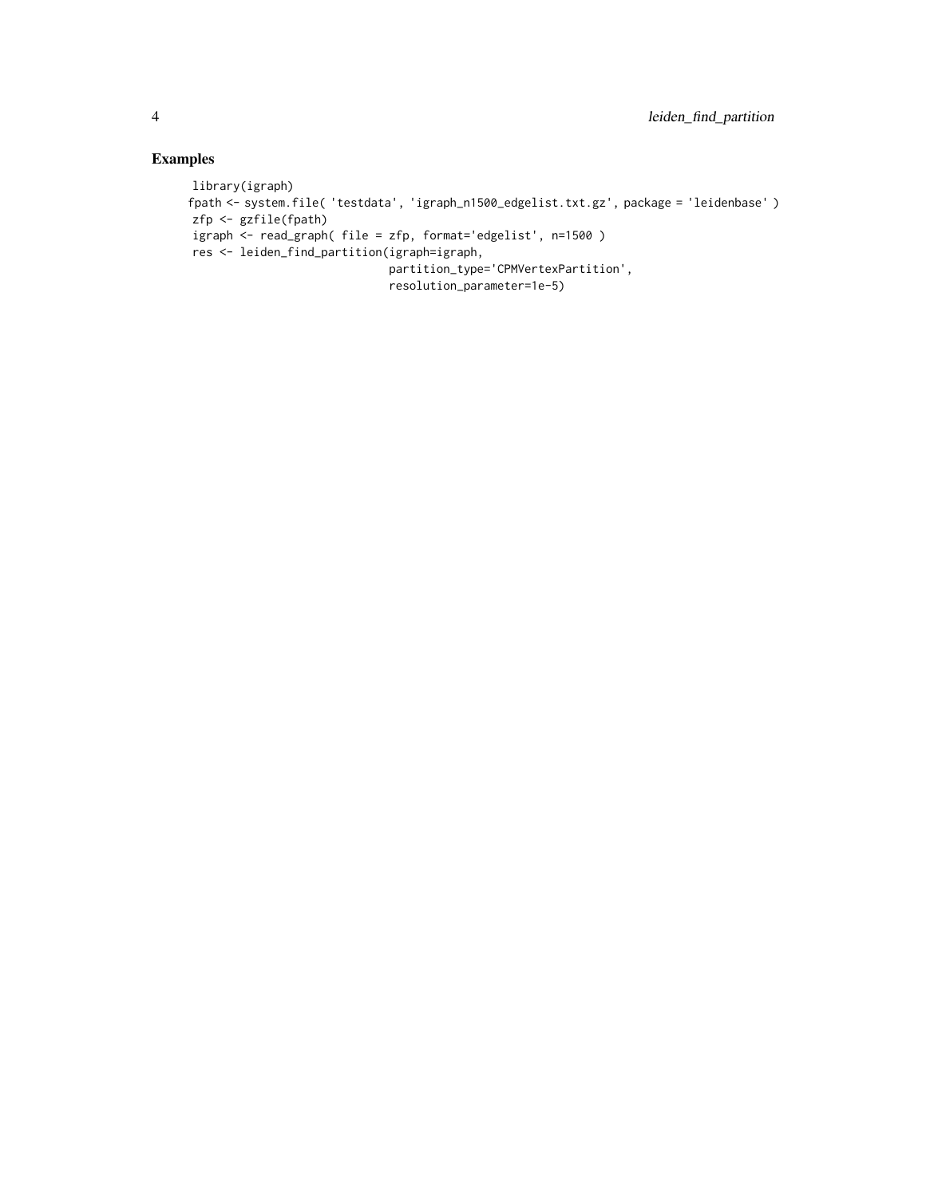## Examples

```
library(igraph)
fpath <- system.file( 'testdata', 'igraph_n1500_edgelist.txt.gz', package = 'leidenbase' )
zfp <- gzfile(fpath)
igraph <- read_graph( file = zfp, format='edgelist', n=1500 )
res <- leiden_find_partition(igraph=igraph,
                             partition_type='CPMVertexPartition',
                             resolution_parameter=1e-5)
```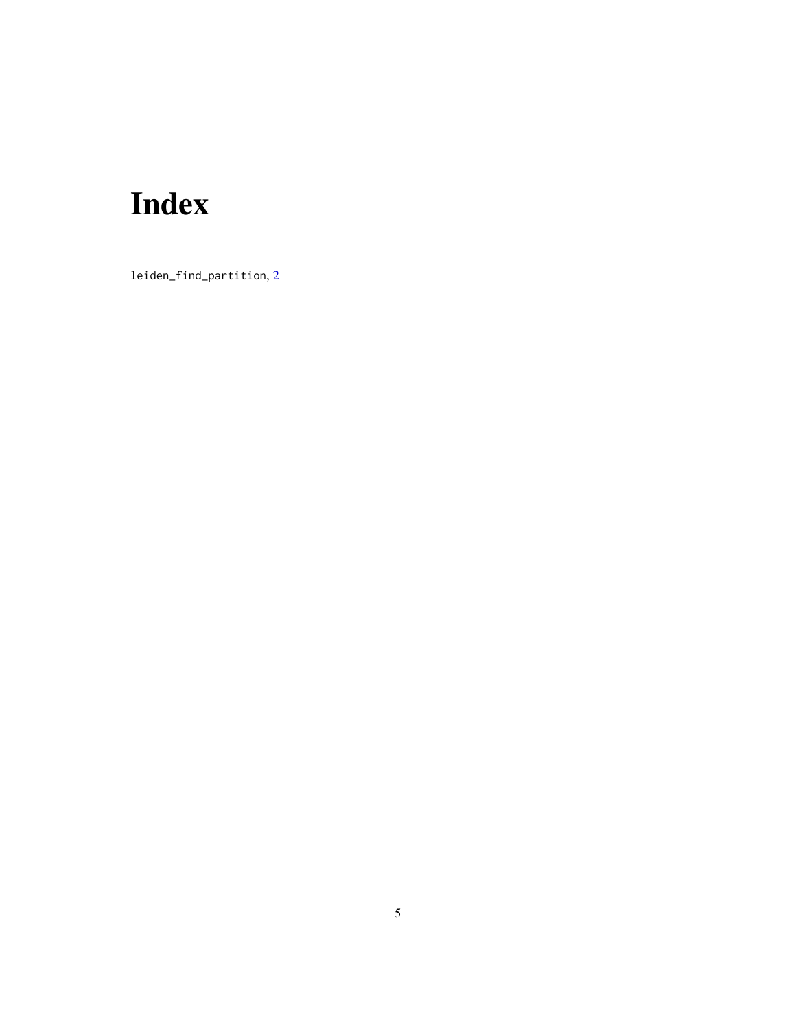# Index

`leiden_find_partition`, 2